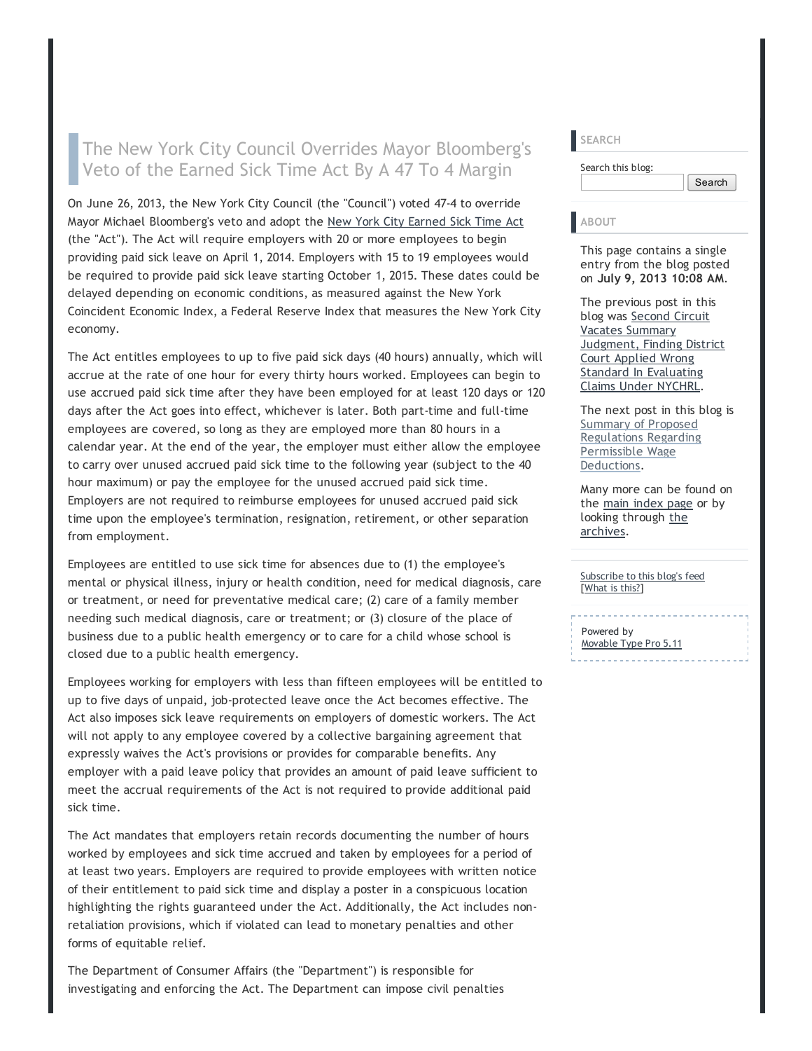# The New York City Council Overrides Mayor Bloomberg's Veto of the Earned Sick Time Act By A 47 To 4 Margin

On June 26, 2013, the New York City Council (the "Council") voted 47-4 to override Mayor Michael Bloomberg's veto and adopt the New York City Earned Sick Time Act (the "Act"). The Act will require employers with 20 or more employees to begin providing paid sick leave on April 1, 2014. Employers with 15 to 19 employees would be required to provide paid sick leave starting October 1, 2015. These dates could be delayed depending on economic conditions, as measured against the New York Coincident Economic Index, a Federal Reserve Index that measures the New York City economy.

The Act entitles employees to up to five paid sick days (40 hours) annually, which will accrue at the rate of one hour for every thirty hours worked. Employees can begin to use accrued paid sick time after they have been employed for at least 120 days or 120 days after the Act goes into effect, whichever is later. Both part-time and full-time employees are covered, so long as they are employed more than 80 hours in a calendar year. At the end of the year, the employer must either allow the employee to carry over unused accrued paid sick time to the following year (subject to the 40 hour maximum) or pay the employee for the unused accrued paid sick time. Employers are not required to reimburse employees for unused accrued paid sick time upon the employee's termination, resignation, retirement, or other separation from employment.

Employees are entitled to use sick time for absences due to (1) the employee's mental or physical illness, injury or health condition, need for medical diagnosis, care or treatment, or need for preventative medical care; (2) care of a family member needing such medical diagnosis, care or treatment; or (3) closure of the place of business due to a public health emergency or to care for a child whose school is closed due to a public health emergency.

Employees working for employers with less than fifteen employees will be entitled to up to five days of unpaid, job-protected leave once the Act becomes effective. The Act also imposes sick leave requirements on employers of domestic workers. The Act will not apply to any employee covered by a collective bargaining agreement that expressly waives the Act's provisions or provides for comparable benefits. Any employer with a paid leave policy that provides an amount of paid leave sufficient to meet the accrual requirements of the Act is not required to provide additional paid sick time.

The Act mandates that employers retain records documenting the number of hours worked by employees and sick time accrued and taken by employees for a period of at least two years. Employers are required to provide employees with written notice of their entitlement to paid sick time and display a poster in a conspicuous location highlighting the rights guaranteed under the Act. Additionally, the Act includes non-retaliation provisions, which if violated can lead to monetary penalties and other forms of equitable relief.

The Department of Consumer Affairs (the "Department") is responsible for investigating and enforcing the Act. The Department can impose civil penalties

## SEARCH

Search this blog:

Search

## ABOUT

This page contains a single entry from the blog posted on **July 9, 2013 10:08 AM**.

The previous post in this blog was Second Circuit Vacates Summary Judgment, Finding District Court Applied Wrong Standard In Evaluating Claims Under NYCHRL.

The next post in this blog is Summary of Proposed Regulations Regarding Permissible Wage Deductions.

Many more can be found on the main index page or by looking through the archives.

Subscribe to this blog's feed [What is this?]

Powered by Movable Type Pro 5.11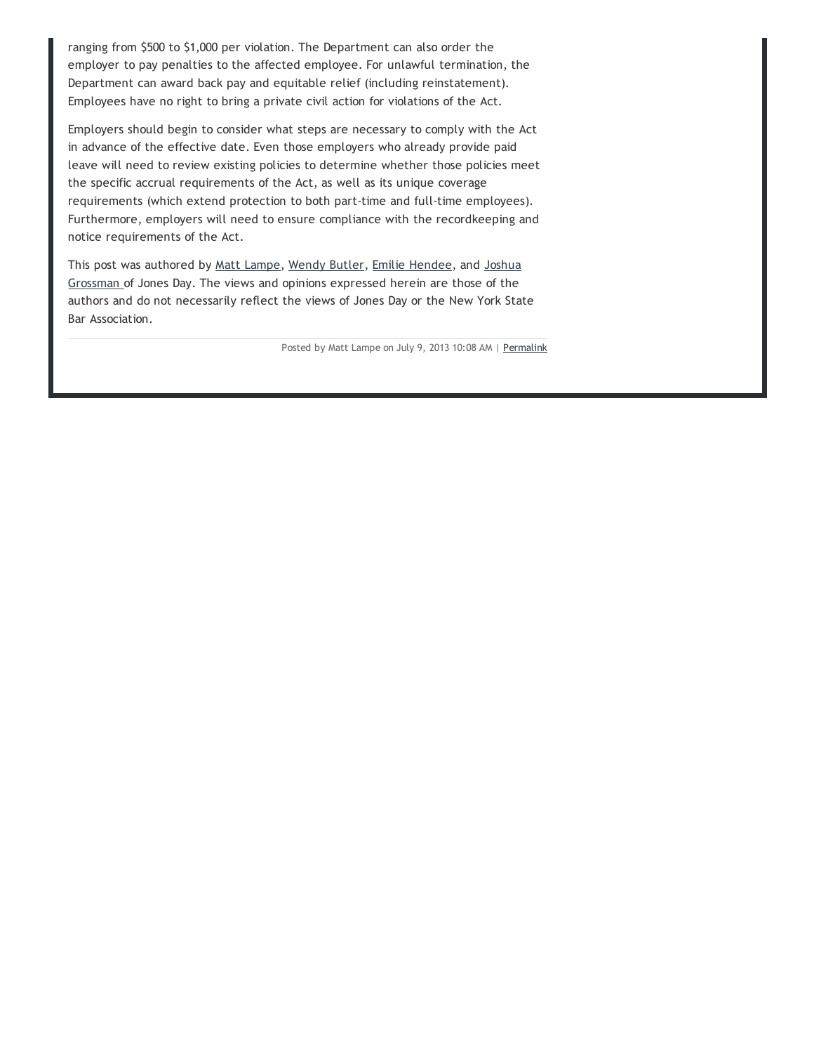ranging from $500 to $1,000 per violation. The Department can also order the employer to pay penalties to the affected employee. For unlawful termination, the Department can award back pay and equitable relief (including reinstatement). Employees have no right to bring a private civil action for violations of the Act.

Employers should begin to consider what steps are necessary to comply with the Act in advance of the effective date. Even those employers who already provide paid leave will need to review existing policies to determine whether those policies meet the specific accrual requirements of the Act, as well as its unique coverage requirements (which extend protection to both part-time and full-time employees). Furthermore, employers will need to ensure compliance with the recordkeeping and notice requirements of the Act.

This post was authored by Matt Lampe, Wendy Butler, Emilie Hendee, and Joshua Grossman of Jones Day. The views and opinions expressed herein are those of the authors and do not necessarily reflect the views of Jones Day or the New York State Bar Association.

Posted by Matt Lampe on July 9, 2013 10:08 AM | Permalink